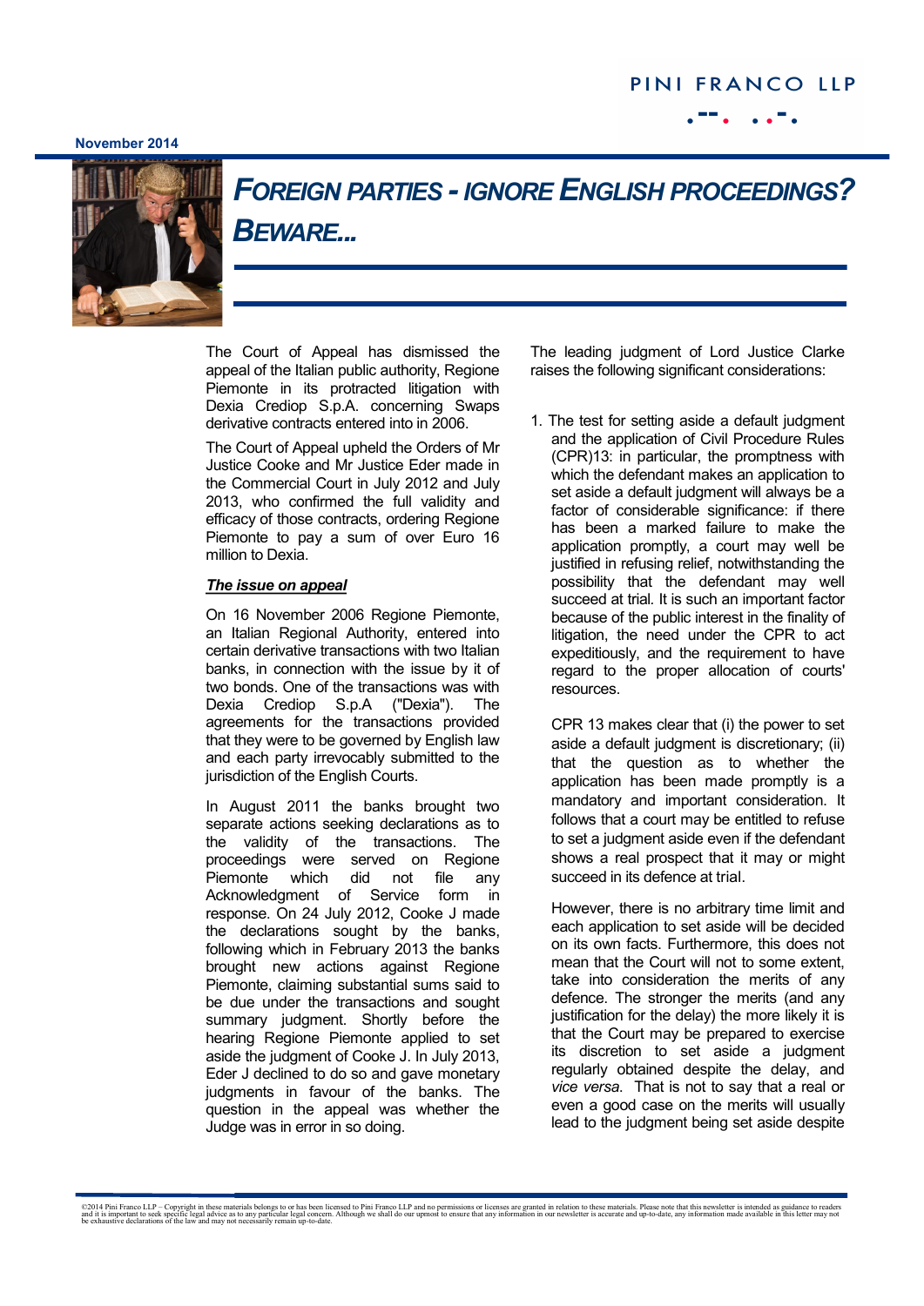November 2014

# *FOREIGN PARTIES - IGNORE ENGLISH PROCEEDINGS? BEWARE...*

The Court of Appeal has dismissed the appeal of the Italian public authority, Regione Piemonte in its protracted litigation with Dexia Crediop S.p.A. concerning Swaps derivative contracts entered into in 2006.

The Court of Appeal upheld the Orders of Mr Justice Cooke and Mr Justice Eder made in the Commercial Court in July 2012 and July 2013, who confirmed the full validity and efficacy of those contracts, ordering Regione Piemonte to pay a sum of over Euro 16 million to Dexia.

***The issue on appeal***

On 16 November 2006 Regione Piemonte, an Italian Regional Authority, entered into certain derivative transactions with two Italian banks, in connection with the issue by it of two bonds. One of the transactions was with Dexia Crediop S.p.A ("Dexia"). The agreements for the transactions provided that they were to be governed by English law and each party irrevocably submitted to the jurisdiction of the English Courts.

In August 2011 the banks brought two separate actions seeking declarations as to the validity of the transactions. The proceedings were served on Regione Piemonte which did not file any Acknowledgment of Service form in response. On 24 July 2012, Cooke J made the declarations sought by the banks, following which in February 2013 the banks brought new actions against Regione Piemonte, claiming substantial sums said to be due under the transactions and sought summary judgment. Shortly before the hearing Regione Piemonte applied to set aside the judgment of Cooke J. In July 2013, Eder J declined to do so and gave monetary judgments in favour of the banks. The question in the appeal was whether the Judge was in error in so doing.

The leading judgment of Lord Justice Clarke raises the following significant considerations:

1. The test for setting aside a default judgment and the application of Civil Procedure Rules (CPR)13: in particular, the promptness with which the defendant makes an application to set aside a default judgment will always be a factor of considerable significance: if there has been a marked failure to make the application promptly, a court may well be justified in refusing relief, notwithstanding the possibility that the defendant may well succeed at trial. It is such an important factor because of the public interest in the finality of litigation, the need under the CPR to act expeditiously, and the requirement to have regard to the proper allocation of courts' resources.

   CPR 13 makes clear that (i) the power to set aside a default judgment is discretionary; (ii) that the question as to whether the application has been made promptly is a mandatory and important consideration. It follows that a court may be entitled to refuse to set a judgment aside even if the defendant shows a real prospect that it may or might succeed in its defence at trial.

   However, there is no arbitrary time limit and each application to set aside will be decided on its own facts. Furthermore, this does not mean that the Court will not to some extent, take into consideration the merits of any defence. The stronger the merits (and any justification for the delay) the more likely it is that the Court may be prepared to exercise its discretion to set aside a judgment regularly obtained despite the delay, and *vice versa*. That is not to say that a real or even a good case on the merits will usually lead to the judgment being set aside despite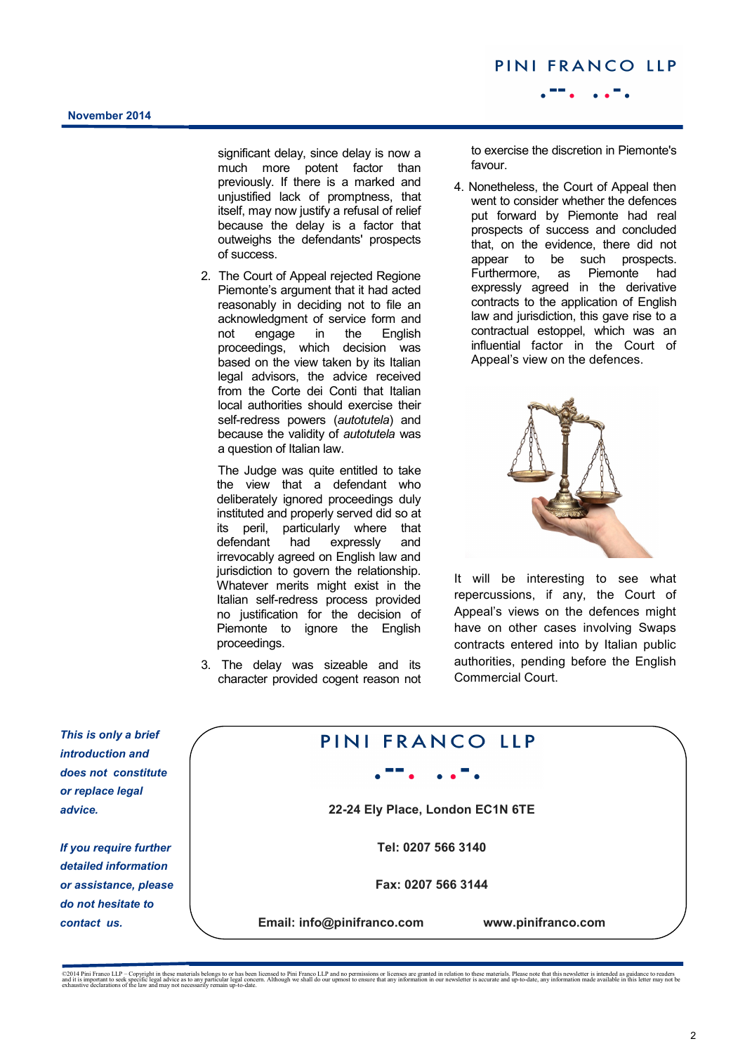significant delay, since delay is now a much more potent factor than previously. If there is a marked and unjustified lack of promptness, that itself, may now justify a refusal of relief because the delay is a factor that outweighs the defendants' prospects of success.

2. The Court of Appeal rejected Regione Piemonte's argument that it had acted reasonably in deciding not to file an acknowledgment of service form and not engage in the English proceedings, which decision was based on the view taken by its Italian legal advisors, the advice received from the Corte dei Conti that Italian local authorities should exercise their self-redress powers (*autotutela*) and because the validity of *autotutela* was a question of Italian law.

   The Judge was quite entitled to take the view that a defendant who deliberately ignored proceedings duly instituted and properly served did so at its peril, particularly where that defendant had expressly and irrevocably agreed on English law and jurisdiction to govern the relationship. Whatever merits might exist in the Italian self-redress process provided no justification for the decision of Piemonte to ignore the English proceedings.

3. The delay was sizeable and its character provided cogent reason not to exercise the discretion in Piemonte's favour.

4. Nonetheless, the Court of Appeal then went to consider whether the defences put forward by Piemonte had real prospects of success and concluded that, on the evidence, there did not appear to be such prospects. Furthermore, as Piemonte had expressly agreed in the derivative contracts to the application of English law and jurisdiction, this gave rise to a contractual estoppel, which was an influential factor in the Court of Appeal's view on the defences.

It will be interesting to see what repercussions, if any, the Court of Appeal's views on the defences might have on other cases involving Swaps contracts entered into by Italian public authorities, pending before the English Commercial Court.

***This is only a brief introduction and does not constitute or replace legal advice.***

***If you require further detailed information or assistance, please do not hesitate to contact us.***

**PINI FRANCO LLP**

**22-24 Ely Place, London EC1N 6TE**

**Tel: 0207 566 3140**

**Fax: 0207 566 3144**

**Email: info@pinifranco.com** **www.pinifranco.com**

©2014 Pini Franco LLP – Copyright in these materials belongs to or has been licensed to Pini Franco LLP and no permissions or licenses are granted in relation to these materials. Please note that this newsletter is intended as guidance to readers and it is important to seek specific legal advice as to any particular legal concern. Although we shall do our upmost to ensure that any information in our newsletter is accurate and up-to-date, any information made available in this letter may not be exhaustive declarations of the law and may not necessarily remain up-to-date.